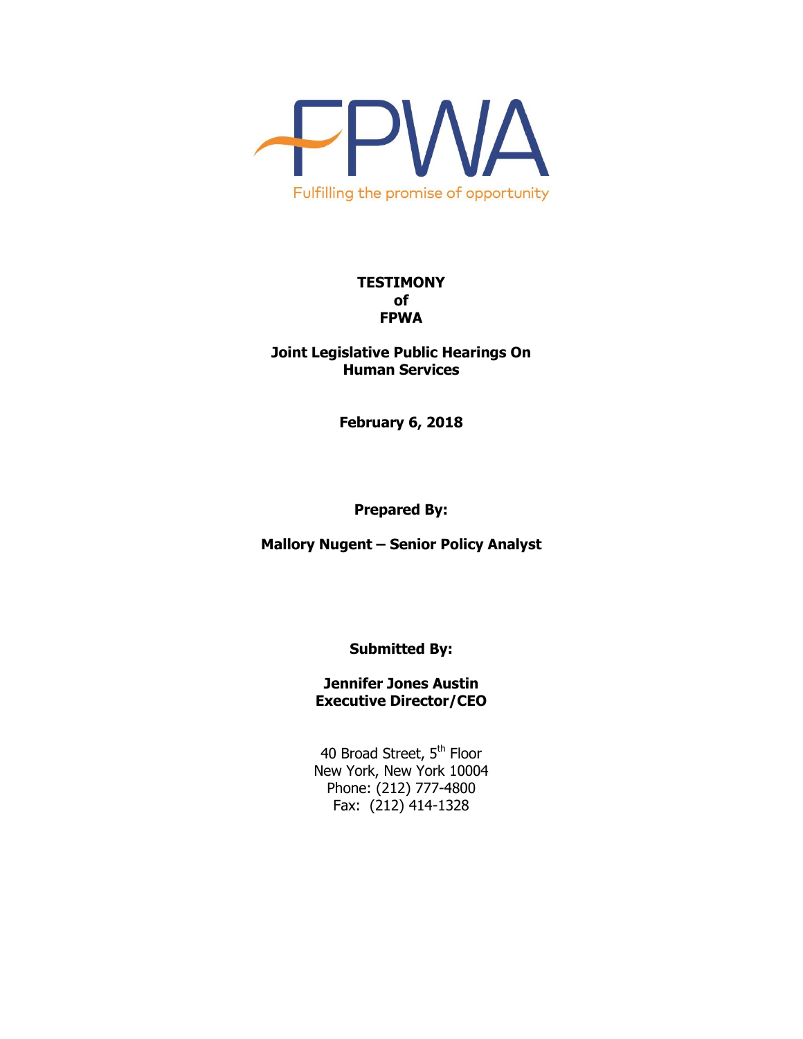FPWA

Fulfilling the promise of opportunity

**TESTIMONY**
**of**
**FPWA**

**Joint Legislative Public Hearings On Human Services**

**February 6, 2018**

**Prepared By:**

**Mallory Nugent – Senior Policy Analyst**

**Submitted By:**

**Jennifer Jones Austin**
**Executive Director/CEO**

40 Broad Street, 5th Floor
New York, New York 10004
Phone: (212) 777-4800
Fax: (212) 414-1328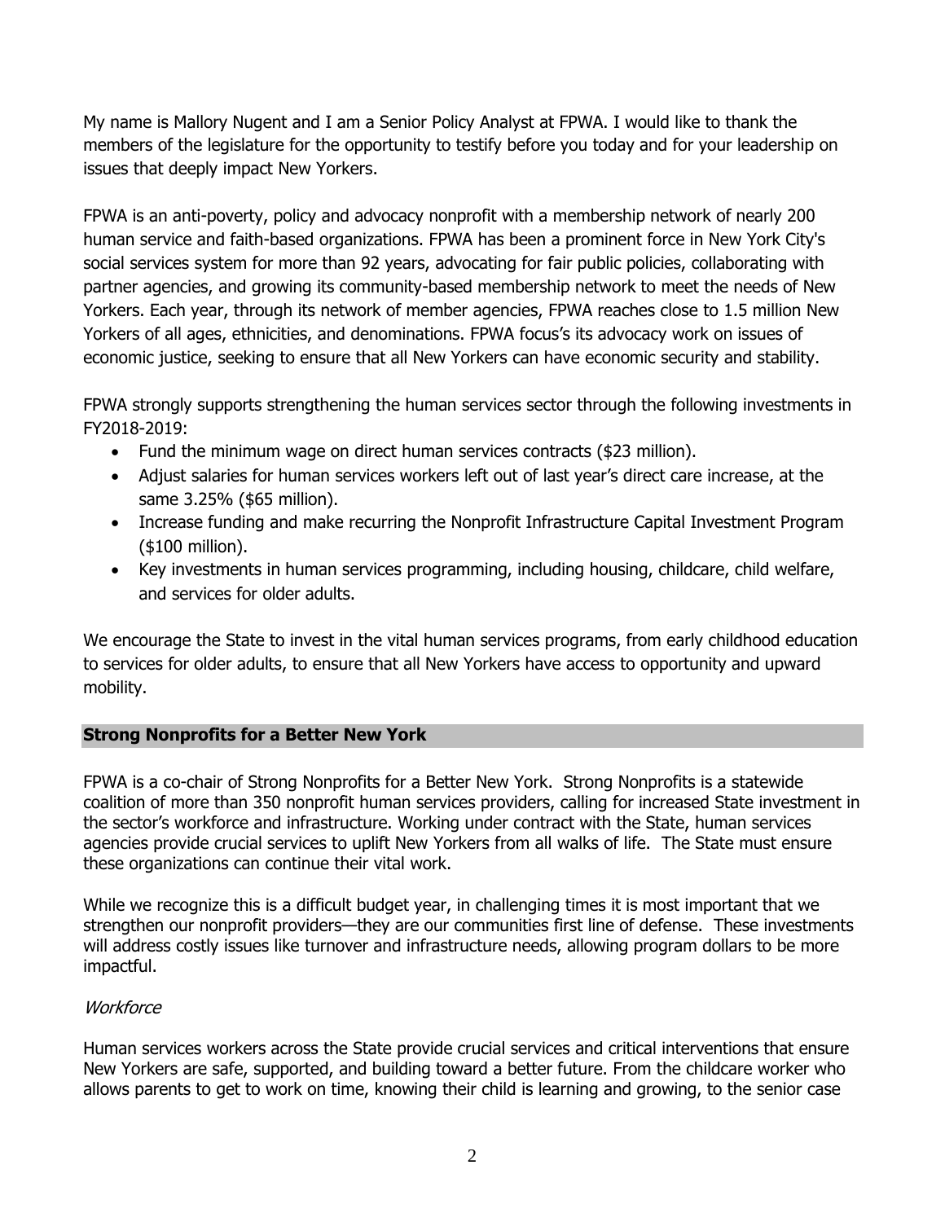My name is Mallory Nugent and I am a Senior Policy Analyst at FPWA. I would like to thank the members of the legislature for the opportunity to testify before you today and for your leadership on issues that deeply impact New Yorkers.

FPWA is an anti-poverty, policy and advocacy nonprofit with a membership network of nearly 200 human service and faith-based organizations. FPWA has been a prominent force in New York City's social services system for more than 92 years, advocating for fair public policies, collaborating with partner agencies, and growing its community-based membership network to meet the needs of New Yorkers. Each year, through its network of member agencies, FPWA reaches close to 1.5 million New Yorkers of all ages, ethnicities, and denominations. FPWA focus's its advocacy work on issues of economic justice, seeking to ensure that all New Yorkers can have economic security and stability.

FPWA strongly supports strengthening the human services sector through the following investments in FY2018-2019:

- Fund the minimum wage on direct human services contracts ($23 million).
- Adjust salaries for human services workers left out of last year's direct care increase, at the same 3.25% ($65 million).
- Increase funding and make recurring the Nonprofit Infrastructure Capital Investment Program ($100 million).
- Key investments in human services programming, including housing, childcare, child welfare, and services for older adults.

We encourage the State to invest in the vital human services programs, from early childhood education to services for older adults, to ensure that all New Yorkers have access to opportunity and upward mobility.

## Strong Nonprofits for a Better New York

FPWA is a co-chair of Strong Nonprofits for a Better New York. Strong Nonprofits is a statewide coalition of more than 350 nonprofit human services providers, calling for increased State investment in the sector's workforce and infrastructure. Working under contract with the State, human services agencies provide crucial services to uplift New Yorkers from all walks of life. The State must ensure these organizations can continue their vital work.

While we recognize this is a difficult budget year, in challenging times it is most important that we strengthen our nonprofit providers—they are our communities first line of defense. These investments will address costly issues like turnover and infrastructure needs, allowing program dollars to be more impactful.

### *Workforce*

Human services workers across the State provide crucial services and critical interventions that ensure New Yorkers are safe, supported, and building toward a better future. From the childcare worker who allows parents to get to work on time, knowing their child is learning and growing, to the senior case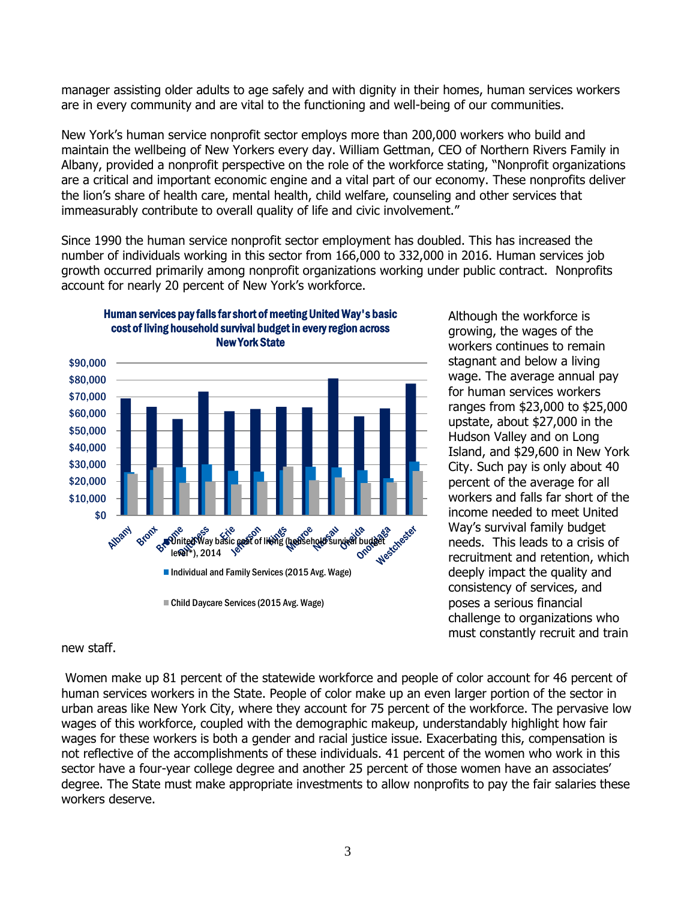manager assisting older adults to age safely and with dignity in their homes, human services workers are in every community and are vital to the functioning and well-being of our communities.

New York's human service nonprofit sector employs more than 200,000 workers who build and maintain the wellbeing of New Yorkers every day. William Gettman, CEO of Northern Rivers Family in Albany, provided a nonprofit perspective on the role of the workforce stating, "Nonprofit organizations are a critical and important economic engine and a vital part of our economy. These nonprofits deliver the lion's share of health care, mental health, child welfare, counseling and other services that immeasurably contribute to overall quality of life and civic involvement."

Since 1990 the human service nonprofit sector employment has doubled. This has increased the number of individuals working in this sector from 166,000 to 332,000 in 2016. Human services job growth occurred primarily among nonprofit organizations working under public contract. Nonprofits account for nearly 20 percent of New York's workforce.

**Human services pay falls far short of meeting United Way's basic cost of living household survival budget in every region across New York State**

- United Way basic cost of living (household survival budget level*), 2014
- Individual and Family Services (2015 Avg. Wage)
- Child Daycare Services (2015 Avg. Wage)

Regions: Albany, Bronx, Broome, Dutchess, Erie, Jefferson, Kings, Monroe, Nassau, Oneida, Onondaga, Westchester

Although the workforce is growing, the wages of the workers continues to remain stagnant and below a living wage. The average annual pay for human services workers ranges from $23,000 to $25,000 upstate, about $27,000 in the Hudson Valley and on Long Island, and $29,600 in New York City. Such pay is only about 40 percent of the average for all workers and falls far short of the income needed to meet United Way's survival family budget needs. This leads to a crisis of recruitment and retention, which deeply impact the quality and consistency of services, and poses a serious financial challenge to organizations who must constantly recruit and train new staff.

Women make up 81 percent of the statewide workforce and people of color account for 46 percent of human services workers in the State. People of color make up an even larger portion of the sector in urban areas like New York City, where they account for 75 percent of the workforce. The pervasive low wages of this workforce, coupled with the demographic makeup, understandably highlight how fair wages for these workers is both a gender and racial justice issue. Exacerbating this, compensation is not reflective of the accomplishments of these individuals. 41 percent of the women who work in this sector have a four-year college degree and another 25 percent of those women have an associates' degree. The State must make appropriate investments to allow nonprofits to pay the fair salaries these workers deserve.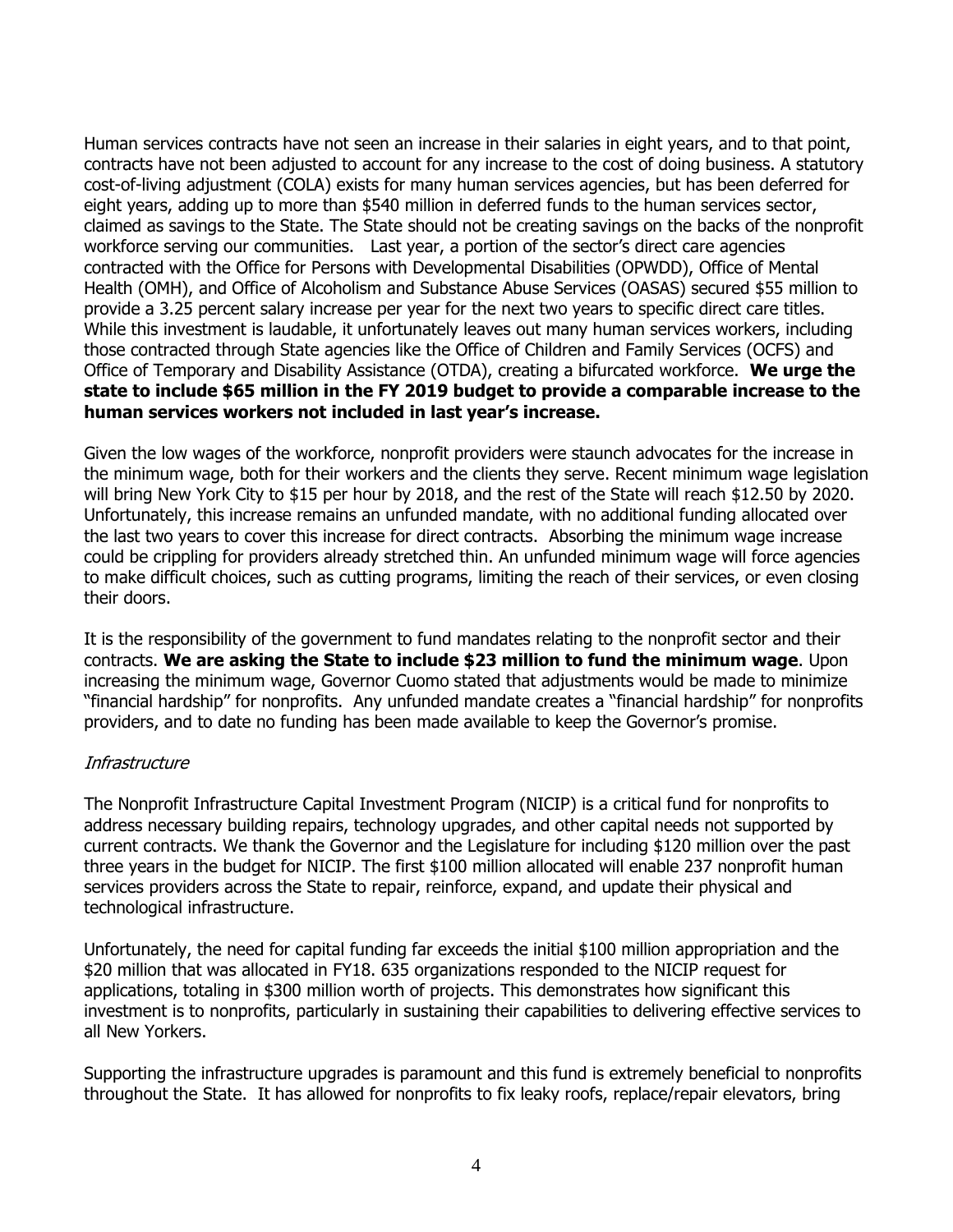Human services contracts have not seen an increase in their salaries in eight years, and to that point, contracts have not been adjusted to account for any increase to the cost of doing business. A statutory cost-of-living adjustment (COLA) exists for many human services agencies, but has been deferred for eight years, adding up to more than $540 million in deferred funds to the human services sector, claimed as savings to the State. The State should not be creating savings on the backs of the nonprofit workforce serving our communities. Last year, a portion of the sector's direct care agencies contracted with the Office for Persons with Developmental Disabilities (OPWDD), Office of Mental Health (OMH), and Office of Alcoholism and Substance Abuse Services (OASAS) secured $55 million to provide a 3.25 percent salary increase per year for the next two years to specific direct care titles. While this investment is laudable, it unfortunately leaves out many human services workers, including those contracted through State agencies like the Office of Children and Family Services (OCFS) and Office of Temporary and Disability Assistance (OTDA), creating a bifurcated workforce. **We urge the state to include $65 million in the FY 2019 budget to provide a comparable increase to the human services workers not included in last year's increase.**

Given the low wages of the workforce, nonprofit providers were staunch advocates for the increase in the minimum wage, both for their workers and the clients they serve. Recent minimum wage legislation will bring New York City to $15 per hour by 2018, and the rest of the State will reach $12.50 by 2020. Unfortunately, this increase remains an unfunded mandate, with no additional funding allocated over the last two years to cover this increase for direct contracts. Absorbing the minimum wage increase could be crippling for providers already stretched thin. An unfunded minimum wage will force agencies to make difficult choices, such as cutting programs, limiting the reach of their services, or even closing their doors.

It is the responsibility of the government to fund mandates relating to the nonprofit sector and their contracts. **We are asking the State to include $23 million to fund the minimum wage**. Upon increasing the minimum wage, Governor Cuomo stated that adjustments would be made to minimize "financial hardship" for nonprofits. Any unfunded mandate creates a "financial hardship" for nonprofits providers, and to date no funding has been made available to keep the Governor's promise.

*Infrastructure*

The Nonprofit Infrastructure Capital Investment Program (NICIP) is a critical fund for nonprofits to address necessary building repairs, technology upgrades, and other capital needs not supported by current contracts. We thank the Governor and the Legislature for including $120 million over the past three years in the budget for NICIP. The first $100 million allocated will enable 237 nonprofit human services providers across the State to repair, reinforce, expand, and update their physical and technological infrastructure.

Unfortunately, the need for capital funding far exceeds the initial $100 million appropriation and the $20 million that was allocated in FY18. 635 organizations responded to the NICIP request for applications, totaling in $300 million worth of projects. This demonstrates how significant this investment is to nonprofits, particularly in sustaining their capabilities to delivering effective services to all New Yorkers.

Supporting the infrastructure upgrades is paramount and this fund is extremely beneficial to nonprofits throughout the State. It has allowed for nonprofits to fix leaky roofs, replace/repair elevators, bring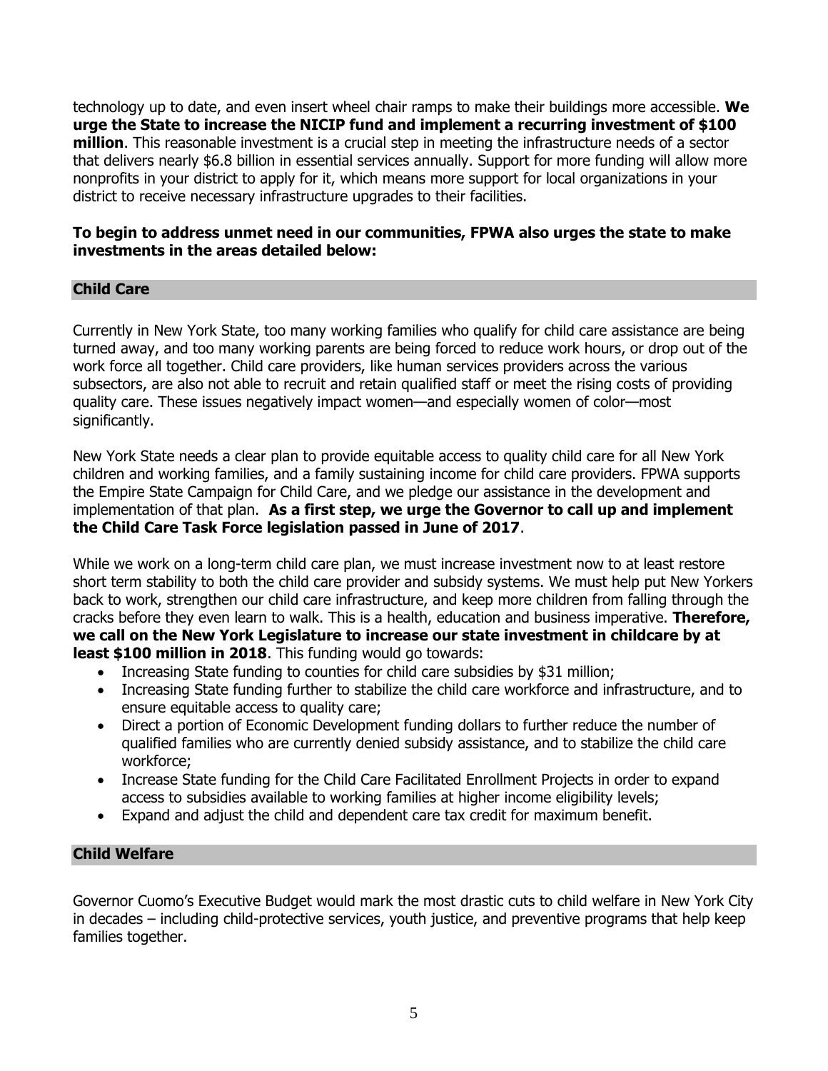technology up to date, and even insert wheel chair ramps to make their buildings more accessible. **We urge the State to increase the NICIP fund and implement a recurring investment of $100 million**. This reasonable investment is a crucial step in meeting the infrastructure needs of a sector that delivers nearly $6.8 billion in essential services annually. Support for more funding will allow more nonprofits in your district to apply for it, which means more support for local organizations in your district to receive necessary infrastructure upgrades to their facilities.

**To begin to address unmet need in our communities, FPWA also urges the state to make investments in the areas detailed below:**

## Child Care

Currently in New York State, too many working families who qualify for child care assistance are being turned away, and too many working parents are being forced to reduce work hours, or drop out of the work force all together. Child care providers, like human services providers across the various subsectors, are also not able to recruit and retain qualified staff or meet the rising costs of providing quality care. These issues negatively impact women—and especially women of color—most significantly.

New York State needs a clear plan to provide equitable access to quality child care for all New York children and working families, and a family sustaining income for child care providers. FPWA supports the Empire State Campaign for Child Care, and we pledge our assistance in the development and implementation of that plan. **As a first step, we urge the Governor to call up and implement the Child Care Task Force legislation passed in June of 2017**.

While we work on a long-term child care plan, we must increase investment now to at least restore short term stability to both the child care provider and subsidy systems. We must help put New Yorkers back to work, strengthen our child care infrastructure, and keep more children from falling through the cracks before they even learn to walk. This is a health, education and business imperative. **Therefore, we call on the New York Legislature to increase our state investment in childcare by at least $100 million in 2018**. This funding would go towards:

- Increasing State funding to counties for child care subsidies by $31 million;
- Increasing State funding further to stabilize the child care workforce and infrastructure, and to ensure equitable access to quality care;
- Direct a portion of Economic Development funding dollars to further reduce the number of qualified families who are currently denied subsidy assistance, and to stabilize the child care workforce;
- Increase State funding for the Child Care Facilitated Enrollment Projects in order to expand access to subsidies available to working families at higher income eligibility levels;
- Expand and adjust the child and dependent care tax credit for maximum benefit.

## Child Welfare

Governor Cuomo's Executive Budget would mark the most drastic cuts to child welfare in New York City in decades – including child-protective services, youth justice, and preventive programs that help keep families together.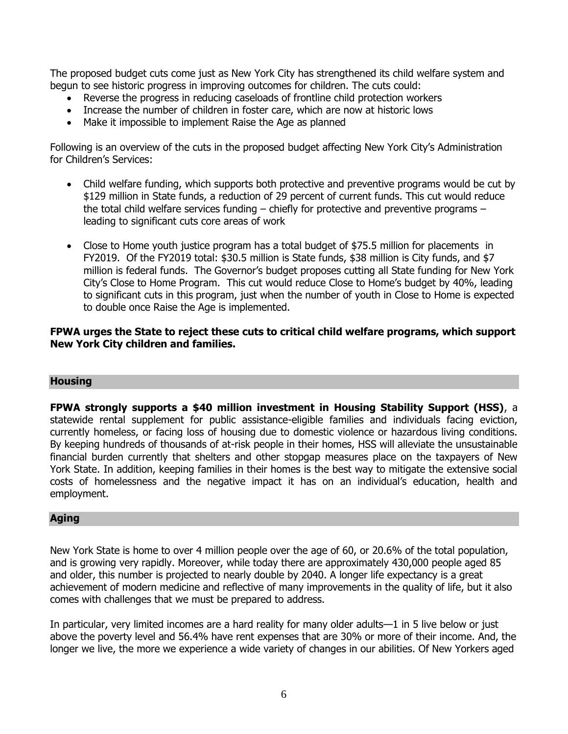The proposed budget cuts come just as New York City has strengthened its child welfare system and begun to see historic progress in improving outcomes for children. The cuts could:

- Reverse the progress in reducing caseloads of frontline child protection workers
- Increase the number of children in foster care, which are now at historic lows
- Make it impossible to implement Raise the Age as planned

Following is an overview of the cuts in the proposed budget affecting New York City's Administration for Children's Services:

- Child welfare funding, which supports both protective and preventive programs would be cut by \$129 million in State funds, a reduction of 29 percent of current funds. This cut would reduce the total child welfare services funding – chiefly for protective and preventive programs – leading to significant cuts core areas of work

- Close to Home youth justice program has a total budget of \$75.5 million for placements in FY2019. Of the FY2019 total: \$30.5 million is State funds, \$38 million is City funds, and \$7 million is federal funds. The Governor's budget proposes cutting all State funding for New York City's Close to Home Program. This cut would reduce Close to Home's budget by 40%, leading to significant cuts in this program, just when the number of youth in Close to Home is expected to double once Raise the Age is implemented.

**FPWA urges the State to reject these cuts to critical child welfare programs, which support New York City children and families.**

## Housing

**FPWA strongly supports a \$40 million investment in Housing Stability Support (HSS)**, a statewide rental supplement for public assistance-eligible families and individuals facing eviction, currently homeless, or facing loss of housing due to domestic violence or hazardous living conditions. By keeping hundreds of thousands of at-risk people in their homes, HSS will alleviate the unsustainable financial burden currently that shelters and other stopgap measures place on the taxpayers of New York State. In addition, keeping families in their homes is the best way to mitigate the extensive social costs of homelessness and the negative impact it has on an individual's education, health and employment.

## Aging

New York State is home to over 4 million people over the age of 60, or 20.6% of the total population, and is growing very rapidly. Moreover, while today there are approximately 430,000 people aged 85 and older, this number is projected to nearly double by 2040. A longer life expectancy is a great achievement of modern medicine and reflective of many improvements in the quality of life, but it also comes with challenges that we must be prepared to address.

In particular, very limited incomes are a hard reality for many older adults—1 in 5 live below or just above the poverty level and 56.4% have rent expenses that are 30% or more of their income. And, the longer we live, the more we experience a wide variety of changes in our abilities. Of New Yorkers aged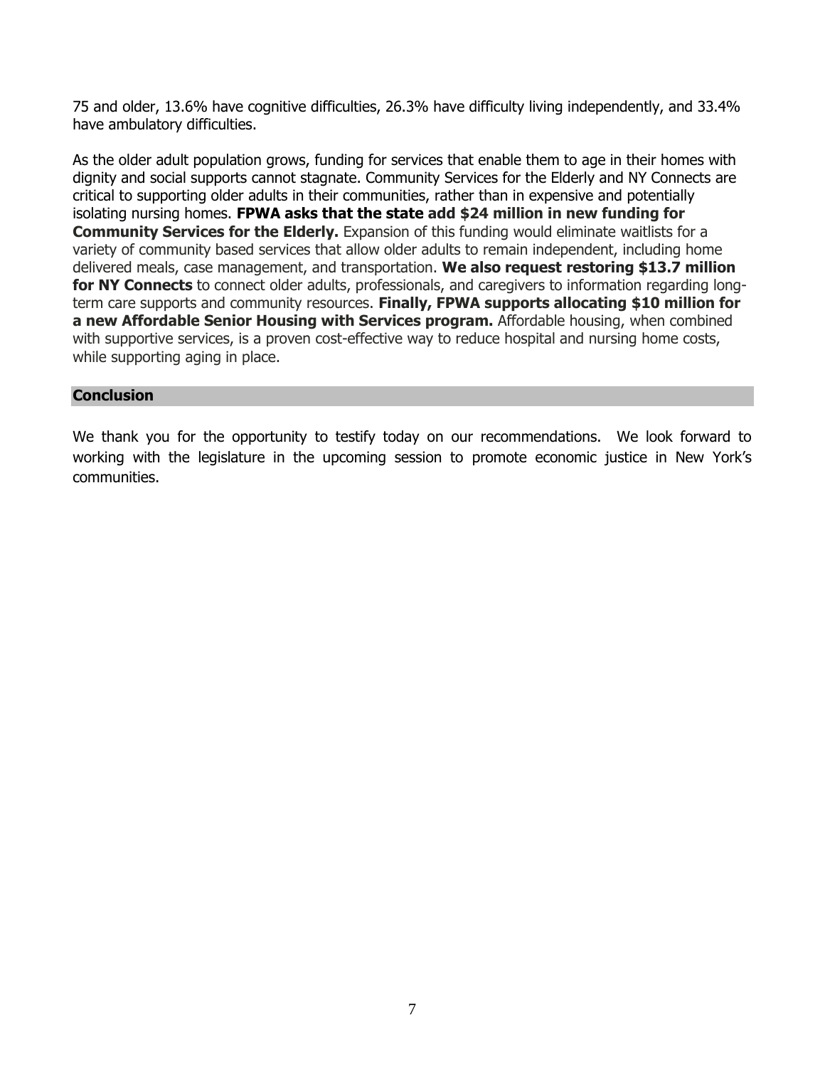75 and older, 13.6% have cognitive difficulties, 26.3% have difficulty living independently, and 33.4% have ambulatory difficulties.

As the older adult population grows, funding for services that enable them to age in their homes with dignity and social supports cannot stagnate. Community Services for the Elderly and NY Connects are critical to supporting older adults in their communities, rather than in expensive and potentially isolating nursing homes. **FPWA asks that the state add $24 million in new funding for Community Services for the Elderly.** Expansion of this funding would eliminate waitlists for a variety of community based services that allow older adults to remain independent, including home delivered meals, case management, and transportation. **We also request restoring $13.7 million for NY Connects** to connect older adults, professionals, and caregivers to information regarding long-term care supports and community resources. **Finally, FPWA supports allocating $10 million for a new Affordable Senior Housing with Services program.** Affordable housing, when combined with supportive services, is a proven cost-effective way to reduce hospital and nursing home costs, while supporting aging in place.

## Conclusion

We thank you for the opportunity to testify today on our recommendations. We look forward to working with the legislature in the upcoming session to promote economic justice in New York's communities.